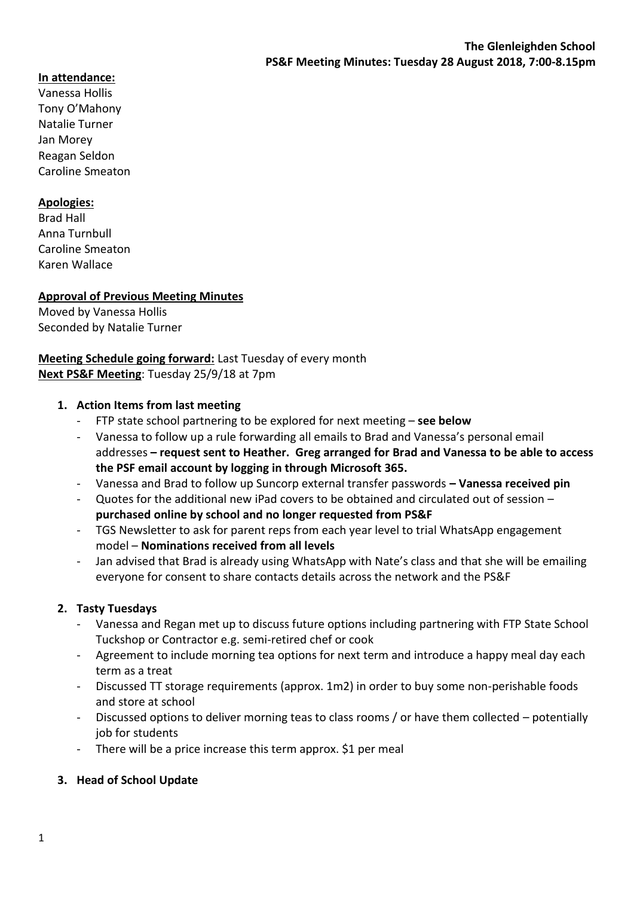**The Glenleighden School**
**PS&F Meeting Minutes: Tuesday 28 August 2018, 7:00-8.15pm**

**In attendance:**
Vanessa Hollis
Tony O'Mahony
Natalie Turner
Jan Morey
Reagan Seldon
Caroline Smeaton

**Apologies:**
Brad Hall
Anna Turnbull
Caroline Smeaton
Karen Wallace

**Approval of Previous Meeting Minutes**
Moved by Vanessa Hollis
Seconded by Natalie Turner

**Meeting Schedule going forward:** Last Tuesday of every month
**Next PS&F Meeting**: Tuesday 25/9/18 at 7pm

1. **Action Items from last meeting**
   - FTP state school partnering to be explored for next meeting – **see below**
   - Vanessa to follow up a rule forwarding all emails to Brad and Vanessa's personal email addresses **– request sent to Heather. Greg arranged for Brad and Vanessa to be able to access the PSF email account by logging in through Microsoft 365.**
   - Vanessa and Brad to follow up Suncorp external transfer passwords **– Vanessa received pin**
   - Quotes for the additional new iPad covers to be obtained and circulated out of session – **purchased online by school and no longer requested from PS&F**
   - TGS Newsletter to ask for parent reps from each year level to trial WhatsApp engagement model – **Nominations received from all levels**
   - Jan advised that Brad is already using WhatsApp with Nate's class and that she will be emailing everyone for consent to share contacts details across the network and the PS&F

2. **Tasty Tuesdays**
   - Vanessa and Regan met up to discuss future options including partnering with FTP State School Tuckshop or Contractor e.g. semi-retired chef or cook
   - Agreement to include morning tea options for next term and introduce a happy meal day each term as a treat
   - Discussed TT storage requirements (approx. 1m2) in order to buy some non-perishable foods and store at school
   - Discussed options to deliver morning teas to class rooms / or have them collected – potentially job for students
   - There will be a price increase this term approx. $1 per meal

3. **Head of School Update**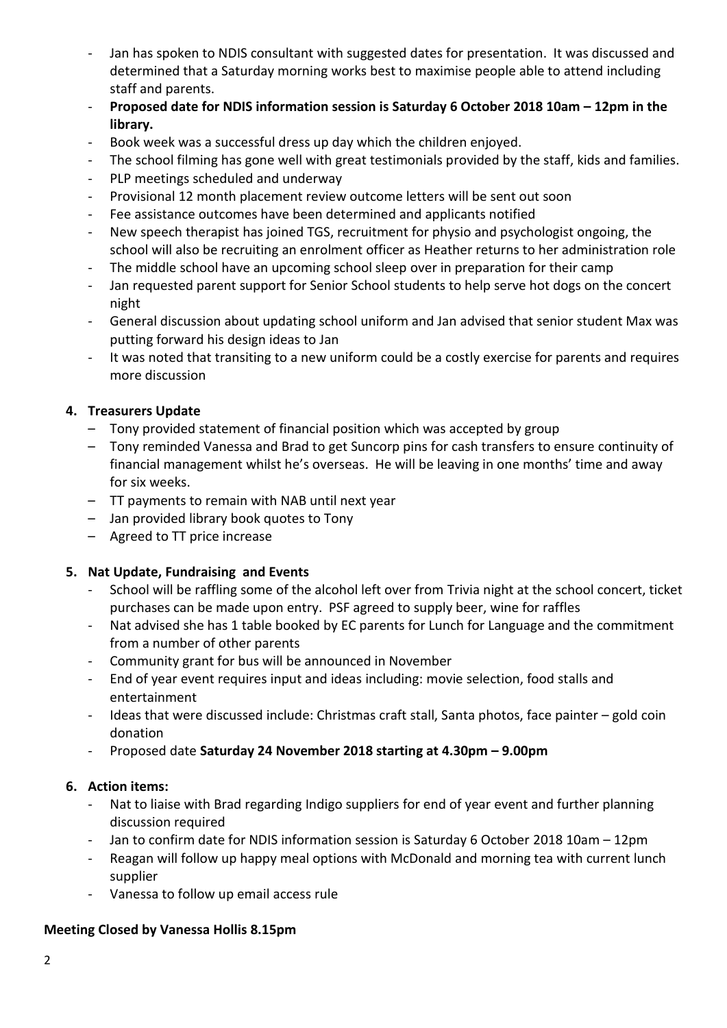- Jan has spoken to NDIS consultant with suggested dates for presentation. It was discussed and determined that a Saturday morning works best to maximise people able to attend including staff and parents.
- **Proposed date for NDIS information session is Saturday 6 October 2018 10am – 12pm in the library.**
- Book week was a successful dress up day which the children enjoyed.
- The school filming has gone well with great testimonials provided by the staff, kids and families.
- PLP meetings scheduled and underway
- Provisional 12 month placement review outcome letters will be sent out soon
- Fee assistance outcomes have been determined and applicants notified
- New speech therapist has joined TGS, recruitment for physio and psychologist ongoing, the school will also be recruiting an enrolment officer as Heather returns to her administration role
- The middle school have an upcoming school sleep over in preparation for their camp
- Jan requested parent support for Senior School students to help serve hot dogs on the concert night
- General discussion about updating school uniform and Jan advised that senior student Max was putting forward his design ideas to Jan
- It was noted that transiting to a new uniform could be a costly exercise for parents and requires more discussion

**4. Treasurers Update**

- Tony provided statement of financial position which was accepted by group
- Tony reminded Vanessa and Brad to get Suncorp pins for cash transfers to ensure continuity of financial management whilst he's overseas. He will be leaving in one months' time and away for six weeks.
- TT payments to remain with NAB until next year
- Jan provided library book quotes to Tony
- Agreed to TT price increase

**5. Nat Update, Fundraising and Events**

- School will be raffling some of the alcohol left over from Trivia night at the school concert, ticket purchases can be made upon entry. PSF agreed to supply beer, wine for raffles
- Nat advised she has 1 table booked by EC parents for Lunch for Language and the commitment from a number of other parents
- Community grant for bus will be announced in November
- End of year event requires input and ideas including: movie selection, food stalls and entertainment
- Ideas that were discussed include: Christmas craft stall, Santa photos, face painter – gold coin donation
- Proposed date **Saturday 24 November 2018 starting at 4.30pm – 9.00pm**

**6. Action items:**

- Nat to liaise with Brad regarding Indigo suppliers for end of year event and further planning discussion required
- Jan to confirm date for NDIS information session is Saturday 6 October 2018 10am – 12pm
- Reagan will follow up happy meal options with McDonald and morning tea with current lunch supplier
- Vanessa to follow up email access rule

**Meeting Closed by Vanessa Hollis 8.15pm**